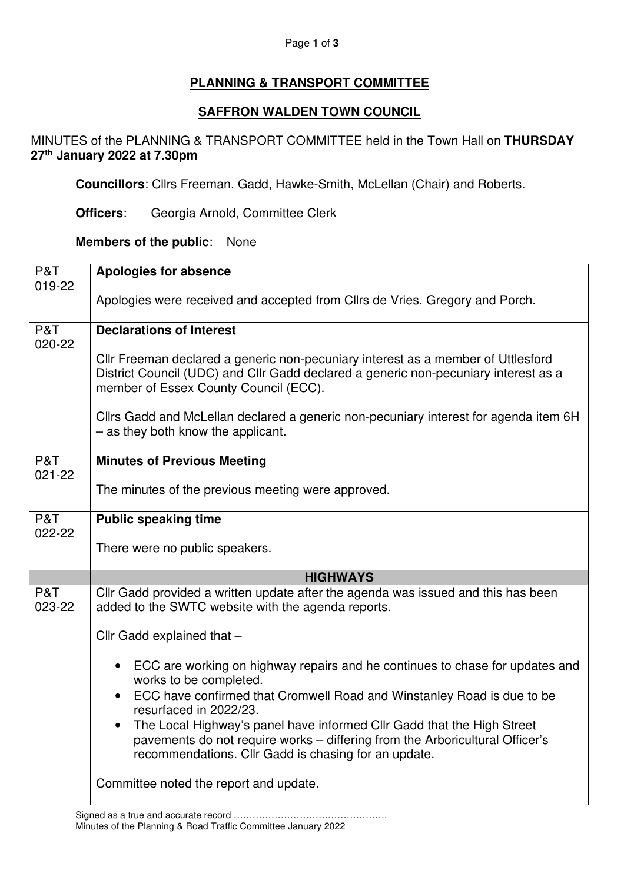# PLANNING & TRANSPORT COMMITTEE

## SAFFRON WALDEN TOWN COUNCIL

MINUTES of the PLANNING & TRANSPORT COMMITTEE held in the Town Hall on **THURSDAY 27th January 2022 at 7.30pm**

**Councillors**: Cllrs Freeman, Gadd, Hawke-Smith, McLellan (Chair) and Roberts.

**Officers**: Georgia Arnold, Committee Clerk

**Members of the public**: None

| | |
|---|---|
| P&T 019-22 | **Apologies for absence**<br><br>Apologies were received and accepted from Cllrs de Vries, Gregory and Porch. |
| P&T 020-22 | **Declarations of Interest**<br><br>Cllr Freeman declared a generic non-pecuniary interest as a member of Uttlesford District Council (UDC) and Cllr Gadd declared a generic non-pecuniary interest as a member of Essex County Council (ECC).<br><br>Cllrs Gadd and McLellan declared a generic non-pecuniary interest for agenda item 6H – as they both know the applicant. |
| P&T 021-22 | **Minutes of Previous Meeting**<br><br>The minutes of the previous meeting were approved. |
| P&T 022-22 | **Public speaking time**<br><br>There were no public speakers. |
| | **HIGHWAYS** |
| P&T 023-22 | Cllr Gadd provided a written update after the agenda was issued and this has been added to the SWTC website with the agenda reports.<br><br>Cllr Gadd explained that –<br><br>• ECC are working on highway repairs and he continues to chase for updates and works to be completed.<br>• ECC have confirmed that Cromwell Road and Winstanley Road is due to be resurfaced in 2022/23.<br>• The Local Highway's panel have informed Cllr Gadd that the High Street pavements do not require works – differing from the Arboricultural Officer's recommendations. Cllr Gadd is chasing for an update.<br><br>Committee noted the report and update. |

Signed as a true and accurate record ………………………………………….
Minutes of the Planning & Road Traffic Committee January 2022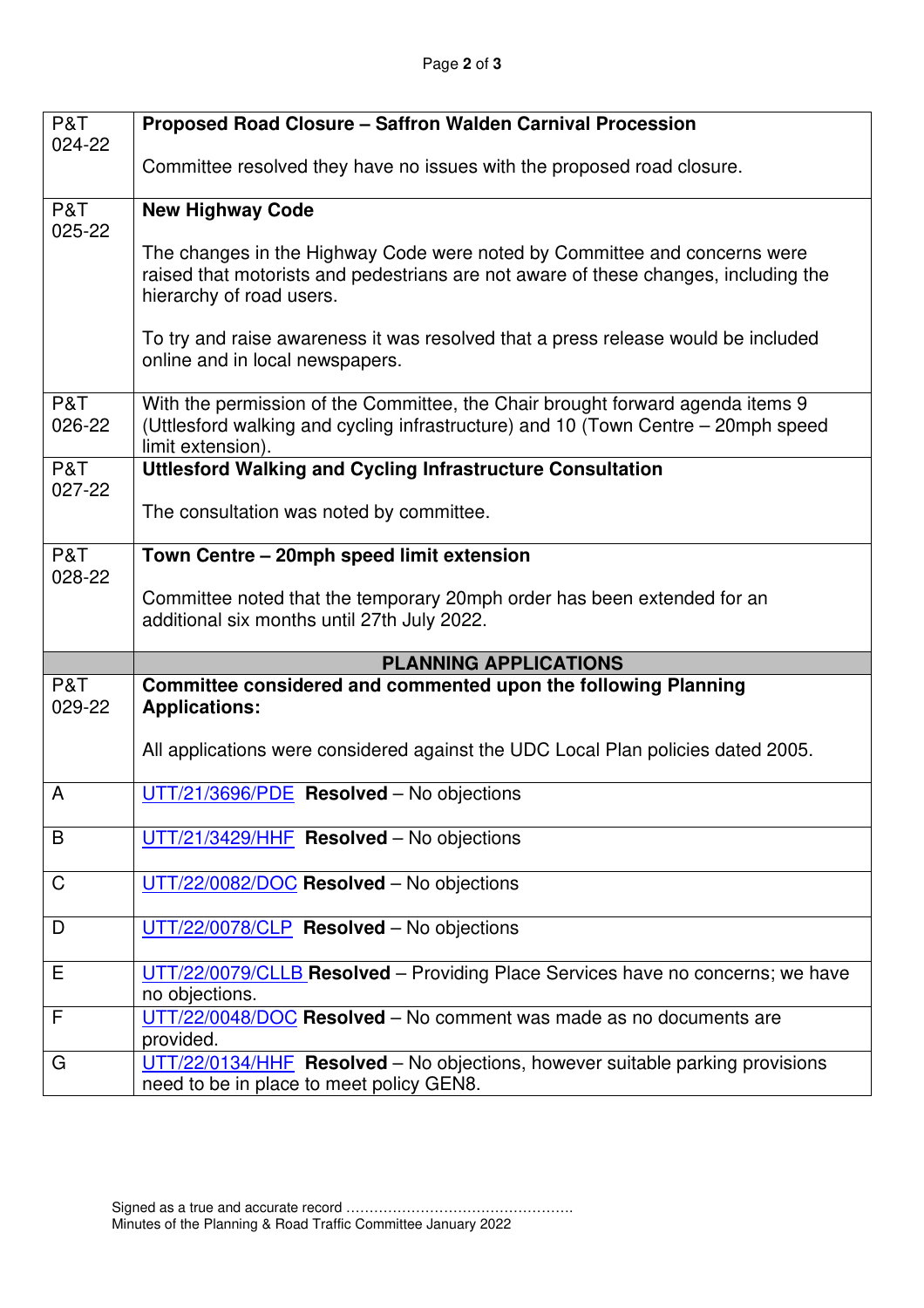| | |
|---|---|
| P&T 024-22 | **Proposed Road Closure – Saffron Walden Carnival Procession**<br><br>Committee resolved they have no issues with the proposed road closure. |
| P&T 025-22 | **New Highway Code**<br><br>The changes in the Highway Code were noted by Committee and concerns were raised that motorists and pedestrians are not aware of these changes, including the hierarchy of road users.<br><br>To try and raise awareness it was resolved that a press release would be included online and in local newspapers. |
| P&T 026-22 | With the permission of the Committee, the Chair brought forward agenda items 9 (Uttlesford walking and cycling infrastructure) and 10 (Town Centre – 20mph speed limit extension). |
| P&T 027-22 | **Uttlesford Walking and Cycling Infrastructure Consultation**<br><br>The consultation was noted by committee. |
| P&T 028-22 | **Town Centre – 20mph speed limit extension**<br><br>Committee noted that the temporary 20mph order has been extended for an additional six months until 27th July 2022. |
| | **PLANNING APPLICATIONS** |
| P&T 029-22 | **Committee considered and commented upon the following Planning Applications:**<br><br>All applications were considered against the UDC Local Plan policies dated 2005. |
| A | UTT/21/3696/PDE **Resolved** – No objections |
| B | UTT/21/3429/HHF **Resolved** – No objections |
| C | UTT/22/0082/DOC **Resolved** – No objections |
| D | UTT/22/0078/CLP **Resolved** – No objections |
| E | UTT/22/0079/CLLB **Resolved** – Providing Place Services have no concerns; we have no objections. |
| F | UTT/22/0048/DOC **Resolved** – No comment was made as no documents are provided. |
| G | UTT/22/0134/HHF **Resolved** – No objections, however suitable parking provisions need to be in place to meet policy GEN8. |

Signed as a true and accurate record ……………………………………….
Minutes of the Planning & Road Traffic Committee January 2022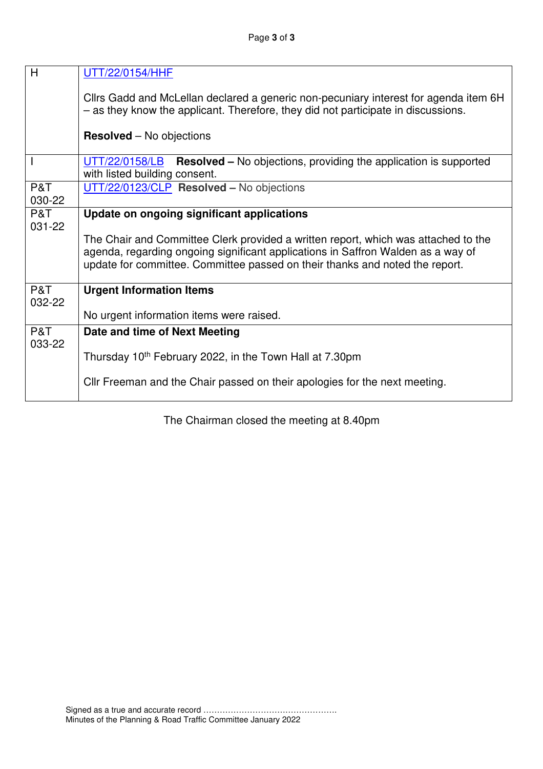| | |
|---|---|
| H | UTT/22/0154/HHF<br><br>Cllrs Gadd and McLellan declared a generic non-pecuniary interest for agenda item 6H – as they know the applicant. Therefore, they did not participate in discussions.<br><br>**Resolved** – No objections |
| I | UTT/22/0158/LB **Resolved –** No objections, providing the application is supported with listed building consent. |
| P&T 030-22 | UTT/22/0123/CLP **Resolved –** No objections |
| P&T 031-22 | **Update on ongoing significant applications**<br><br>The Chair and Committee Clerk provided a written report, which was attached to the agenda, regarding ongoing significant applications in Saffron Walden as a way of update for committee. Committee passed on their thanks and noted the report. |
| P&T 032-22 | **Urgent Information Items**<br><br>No urgent information items were raised. |
| P&T 033-22 | **Date and time of Next Meeting**<br><br>Thursday 10th February 2022, in the Town Hall at 7.30pm<br><br>Cllr Freeman and the Chair passed on their apologies for the next meeting. |

The Chairman closed the meeting at 8.40pm

Signed as a true and accurate record ………………………………………….
Minutes of the Planning & Road Traffic Committee January 2022